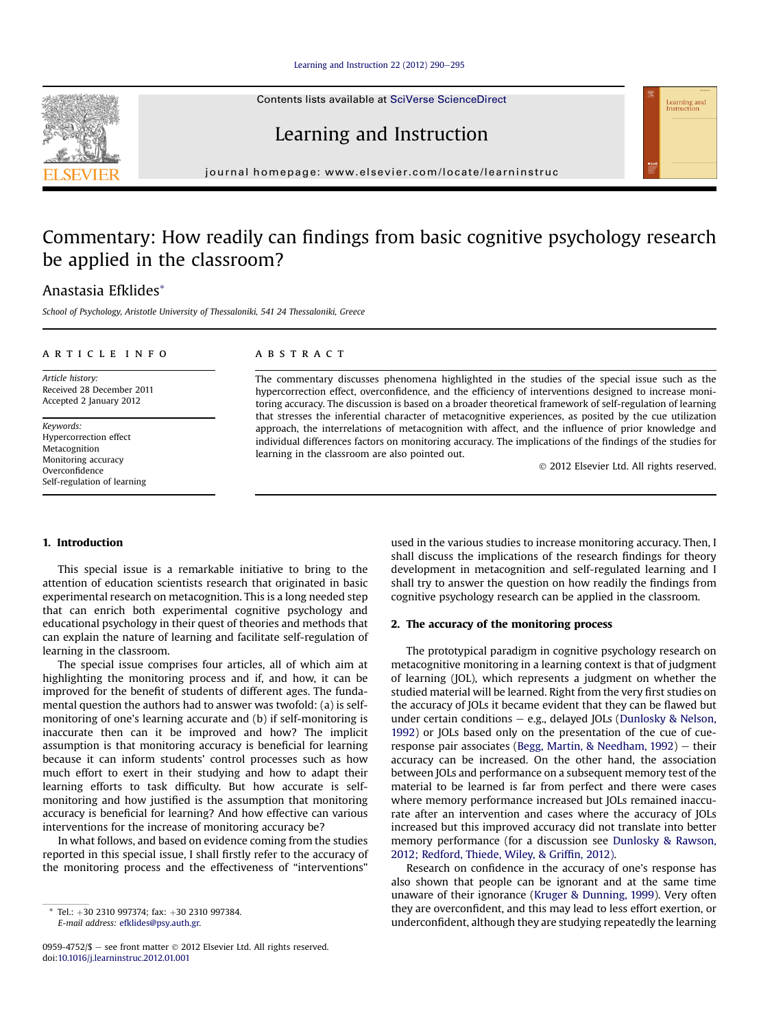# Commentary: How readily can findings from basic cognitive psychology research be applied in the classroom?

Anastasia Efklides*

*School of Psychology, Aristotle University of Thessaloniki, 541 24 Thessaloniki, Greece*

**ARTICLE INFO**

*Article history:*
Received 28 December 2011
Accepted 2 January 2012

*Keywords:*
Hypercorrection effect
Metacognition
Monitoring accuracy
Overconfidence
Self-regulation of learning

**ABSTRACT**

The commentary discusses phenomena highlighted in the studies of the special issue such as the hypercorrection effect, overconfidence, and the efficiency of interventions designed to increase monitoring accuracy. The discussion is based on a broader theoretical framework of self-regulation of learning that stresses the inferential character of metacognitive experiences, as posited by the cue utilization approach, the interrelations of metacognition with affect, and the influence of prior knowledge and individual differences factors on monitoring accuracy. The implications of the findings of the studies for learning in the classroom are also pointed out.

© 2012 Elsevier Ltd. All rights reserved.

## 1. Introduction

This special issue is a remarkable initiative to bring to the attention of education scientists research that originated in basic experimental research on metacognition. This is a long needed step that can enrich both experimental cognitive psychology and educational psychology in their quest of theories and methods that can explain the nature of learning and facilitate self-regulation of learning in the classroom.

The special issue comprises four articles, all of which aim at highlighting the monitoring process and if, and how, it can be improved for the benefit of students of different ages. The fundamental question the authors had to answer was twofold: (a) is self-monitoring of one's learning accurate and (b) if self-monitoring is inaccurate then can it be improved and how? The implicit assumption is that monitoring accuracy is beneficial for learning because it can inform students' control processes such as how much effort to exert in their studying and how to adapt their learning efforts to task difficulty. But how accurate is self-monitoring and how justified is the assumption that monitoring accuracy is beneficial for learning? And how effective can various interventions for the increase of monitoring accuracy be?

In what follows, and based on evidence coming from the studies reported in this special issue, I shall firstly refer to the accuracy of the monitoring process and the effectiveness of "interventions" used in the various studies to increase monitoring accuracy. Then, I shall discuss the implications of the research findings for theory development in metacognition and self-regulated learning and I shall try to answer the question on how readily the findings from cognitive psychology research can be applied in the classroom.

## 2. The accuracy of the monitoring process

The prototypical paradigm in cognitive psychology research on metacognitive monitoring in a learning context is that of judgment of learning (JOL), which represents a judgment on whether the studied material will be learned. Right from the very first studies on the accuracy of JOLs it became evident that they can be flawed but under certain conditions – e.g., delayed JOLs (Dunlosky & Nelson, 1992) or JOLs based only on the presentation of the cue of cue-response pair associates (Begg, Martin, & Needham, 1992) – their accuracy can be increased. On the other hand, the association between JOLs and performance on a subsequent memory test of the material to be learned is far from perfect and there were cases where memory performance increased but JOLs remained inaccurate after an intervention and cases where the accuracy of JOLs increased but this improved accuracy did not translate into better memory performance (for a discussion see Dunlosky & Rawson, 2012; Redford, Thiede, Wiley, & Griffin, 2012).

Research on confidence in the accuracy of one's response has also shown that people can be ignorant and at the same time unaware of their ignorance (Kruger & Dunning, 1999). Very often they are overconfident, and this may lead to less effort exertion, or underconfident, although they are studying repeatedly the learning

* Tel.: +30 2310 997374; fax: +30 2310 997384.
*E-mail address:* efklides@psy.auth.gr.

0959-4752/$ – see front matter © 2012 Elsevier Ltd. All rights reserved.
doi:10.1016/j.learninstruc.2012.01.001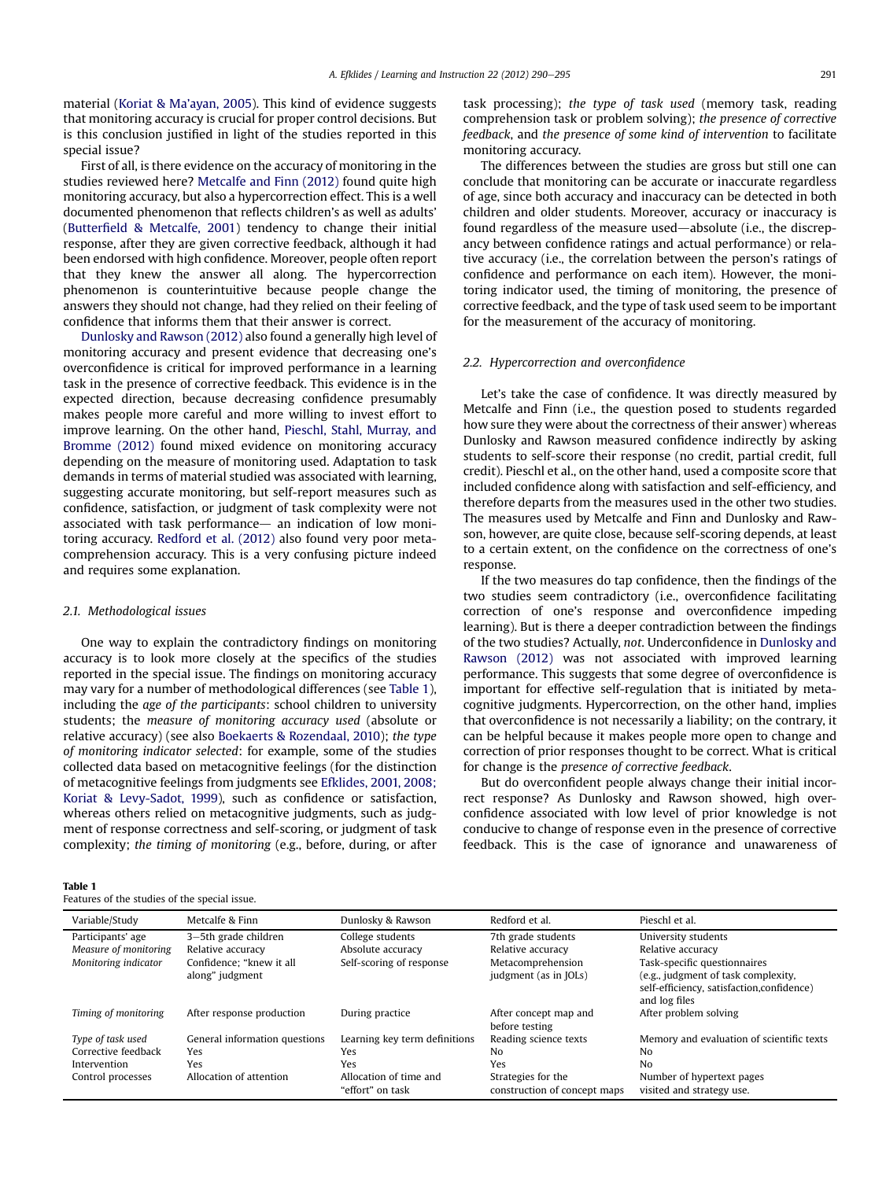material (Koriat & Ma'ayan, 2005). This kind of evidence suggests that monitoring accuracy is crucial for proper control decisions. But is this conclusion justified in light of the studies reported in this special issue?

First of all, is there evidence on the accuracy of monitoring in the studies reviewed here? Metcalfe and Finn (2012) found quite high monitoring accuracy, but also a hypercorrection effect. This is a well documented phenomenon that reflects children's as well as adults' (Butterfield & Metcalfe, 2001) tendency to change their initial response, after they are given corrective feedback, although it had been endorsed with high confidence. Moreover, people often report that they knew the answer all along. The hypercorrection phenomenon is counterintuitive because people change the answers they should not change, had they relied on their feeling of confidence that informs them that their answer is correct.

Dunlosky and Rawson (2012) also found a generally high level of monitoring accuracy and present evidence that decreasing one's overconfidence is critical for improved performance in a learning task in the presence of corrective feedback. This evidence is in the expected direction, because decreasing confidence presumably makes people more careful and more willing to invest effort to improve learning. On the other hand, Pieschl, Stahl, Murray, and Bromme (2012) found mixed evidence on monitoring accuracy depending on the measure of monitoring used. Adaptation to task demands in terms of material studied was associated with learning, suggesting accurate monitoring, but self-report measures such as confidence, satisfaction, or judgment of task complexity were not associated with task performance— an indication of low monitoring accuracy. Redford et al. (2012) also found very poor metacomprehension accuracy. This is a very confusing picture indeed and requires some explanation.

### 2.1. Methodological issues

One way to explain the contradictory findings on monitoring accuracy is to look more closely at the specifics of the studies reported in the special issue. The findings on monitoring accuracy may vary for a number of methodological differences (see Table 1), including the *age of the participants*: school children to university students; the *measure of monitoring accuracy used* (absolute or relative accuracy) (see also Boekaerts & Rozendaal, 2010); *the type of monitoring indicator selected*: for example, some of the studies collected data based on metacognitive feelings (for the distinction of metacognitive feelings from judgments see Efklides, 2001, 2008; Koriat & Levy-Sadot, 1999), such as confidence or satisfaction, whereas others relied on metacognitive judgments, such as judgment of response correctness and self-scoring, or judgment of task complexity; *the timing of monitoring* (e.g., before, during, or after task processing); *the type of task used* (memory task, reading comprehension task or problem solving); *the presence of corrective feedback*, and *the presence of some kind of intervention* to facilitate monitoring accuracy.

The differences between the studies are gross but still one can conclude that monitoring can be accurate or inaccurate regardless of age, since both accuracy and inaccuracy can be detected in both children and older students. Moreover, accuracy or inaccuracy is found regardless of the measure used—absolute (i.e., the discrepancy between confidence ratings and actual performance) or relative accuracy (i.e., the correlation between the person's ratings of confidence and performance on each item). However, the monitoring indicator used, the timing of monitoring, the presence of corrective feedback, and the type of task used seem to be important for the measurement of the accuracy of monitoring.

### 2.2. Hypercorrection and overconfidence

Let's take the case of confidence. It was directly measured by Metcalfe and Finn (i.e., the question posed to students regarded how sure they were about the correctness of their answer) whereas Dunlosky and Rawson measured confidence indirectly by asking students to self-score their response (no credit, partial credit, full credit). Pieschl et al., on the other hand, used a composite score that included confidence along with satisfaction and self-efficiency, and therefore departs from the measures used in the other two studies. The measures used by Metcalfe and Finn and Dunlosky and Rawson, however, are quite close, because self-scoring depends, at least to a certain extent, on the confidence on the correctness of one's response.

If the two measures do tap confidence, then the findings of the two studies seem contradictory (i.e., overconfidence facilitating correction of one's response and overconfidence impeding learning). But is there a deeper contradiction between the findings of the two studies? Actually, *not*. Underconfidence in Dunlosky and Rawson (2012) was not associated with improved learning performance. This suggests that some degree of overconfidence is important for effective self-regulation that is initiated by metacognitive judgments. Hypercorrection, on the other hand, implies that overconfidence is not necessarily a liability; on the contrary, it can be helpful because it makes people more open to change and correction of prior responses thought to be correct. What is critical for change is the *presence of corrective feedback*.

But do overconfident people always change their initial incorrect response? As Dunlosky and Rawson showed, high overconfidence associated with low level of prior knowledge is not conducive to change of response even in the presence of corrective feedback. This is the case of ignorance and unawareness of

**Table 1**
Features of the studies of the special issue.

| Variable/Study | Metcalfe & Finn | Dunlosky & Rawson | Redford et al. | Pieschl et al. |
|---|---|---|---|---|
| Participants' age | 3–5th grade children | College students | 7th grade students | University students |
| *Measure of monitoring* | Relative accuracy | Absolute accuracy | Relative accuracy | Relative accuracy |
| *Monitoring indicator* | Confidence; "knew it all along" judgment | Self-scoring of response | Metacomprehension judgment (as in JOLs) | Task-specific questionnaires (e.g., judgment of task complexity, self-efficiency, satisfaction,confidence) and log files |
| *Timing of monitoring* | After response production | During practice | After concept map and before testing | After problem solving |
| *Type of task used* | General information questions | Learning key term definitions | Reading science texts | Memory and evaluation of scientific texts |
| Corrective feedback | Yes | Yes | No | No |
| Intervention | Yes | Yes | Yes | No |
| Control processes | Allocation of attention | Allocation of time and "effort" on task | Strategies for the construction of concept maps | Number of hypertext pages visited and strategy use. |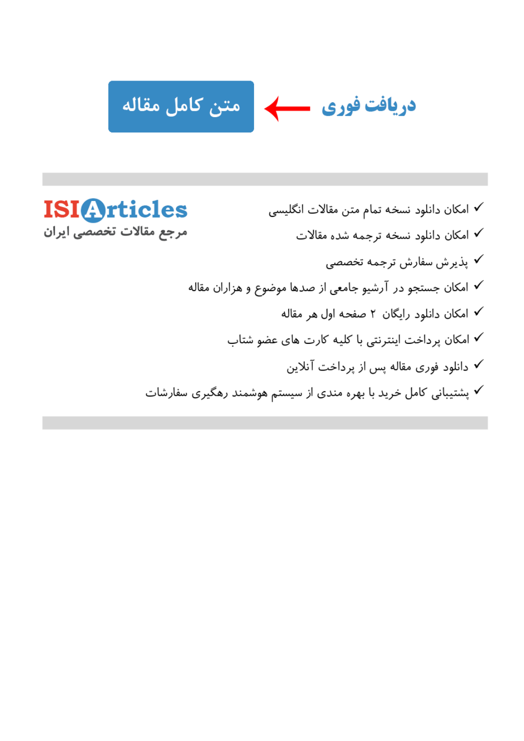**متن کامل مقاله** ← **دریافت فوری**

**ISIArticles**
مرجع مقالات تخصصی ایران

- ✓ امکان دانلود نسخه تمام متن مقالات انگلیسی
- ✓ امکان دانلود نسخه ترجمه شده مقالات
- ✓ پذیرش سفارش ترجمه تخصصی
- ✓ امکان جستجو در آرشیو جامعی از صدها موضوع و هزاران مقاله
- ✓ امکان دانلود رایگان ۲ صفحه اول هر مقاله
- ✓ امکان پرداخت اینترنتی با کلیه کارت های عضو شتاب
- ✓ دانلود فوری مقاله پس از پرداخت آنلاین
- ✓ پشتیبانی کامل خرید با بهره مندی از سیستم هوشمند رهگیری سفارشات